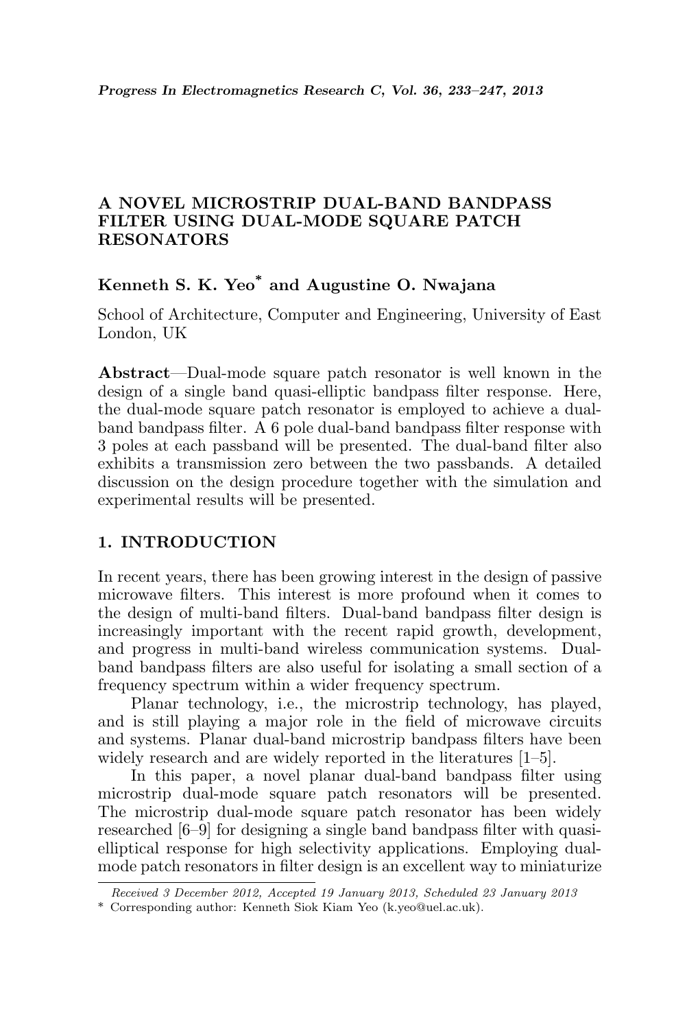# A NOVEL MICROSTRIP DUAL-BAND BANDPASS FILTER USING DUAL-MODE SQUARE PATCH RESONATORS

**Kenneth S. K. Yeo*** **and Augustine O. Nwajana**

School of Architecture, Computer and Engineering, University of East London, UK

**Abstract**—Dual-mode square patch resonator is well known in the design of a single band quasi-elliptic bandpass filter response. Here, the dual-mode square patch resonator is employed to achieve a dual-band bandpass filter. A 6 pole dual-band bandpass filter response with 3 poles at each passband will be presented. The dual-band filter also exhibits a transmission zero between the two passbands. A detailed discussion on the design procedure together with the simulation and experimental results will be presented.

## 1. INTRODUCTION

In recent years, there has been growing interest in the design of passive microwave filters. This interest is more profound when it comes to the design of multi-band filters. Dual-band bandpass filter design is increasingly important with the recent rapid growth, development, and progress in multi-band wireless communication systems. Dual-band bandpass filters are also useful for isolating a small section of a frequency spectrum within a wider frequency spectrum.

Planar technology, i.e., the microstrip technology, has played, and is still playing a major role in the field of microwave circuits and systems. Planar dual-band microstrip bandpass filters have been widely research and are widely reported in the literatures [1–5].

In this paper, a novel planar dual-band bandpass filter using microstrip dual-mode square patch resonators will be presented. The microstrip dual-mode square patch resonator has been widely researched [6–9] for designing a single band bandpass filter with quasi-elliptical response for high selectivity applications. Employing dual-mode patch resonators in filter design is an excellent way to miniaturize

---

*Received 3 December 2012, Accepted 19 January 2013, Scheduled 23 January 2013*

\* Corresponding author: Kenneth Siok Kiam Yeo (k.yeo@uel.ac.uk).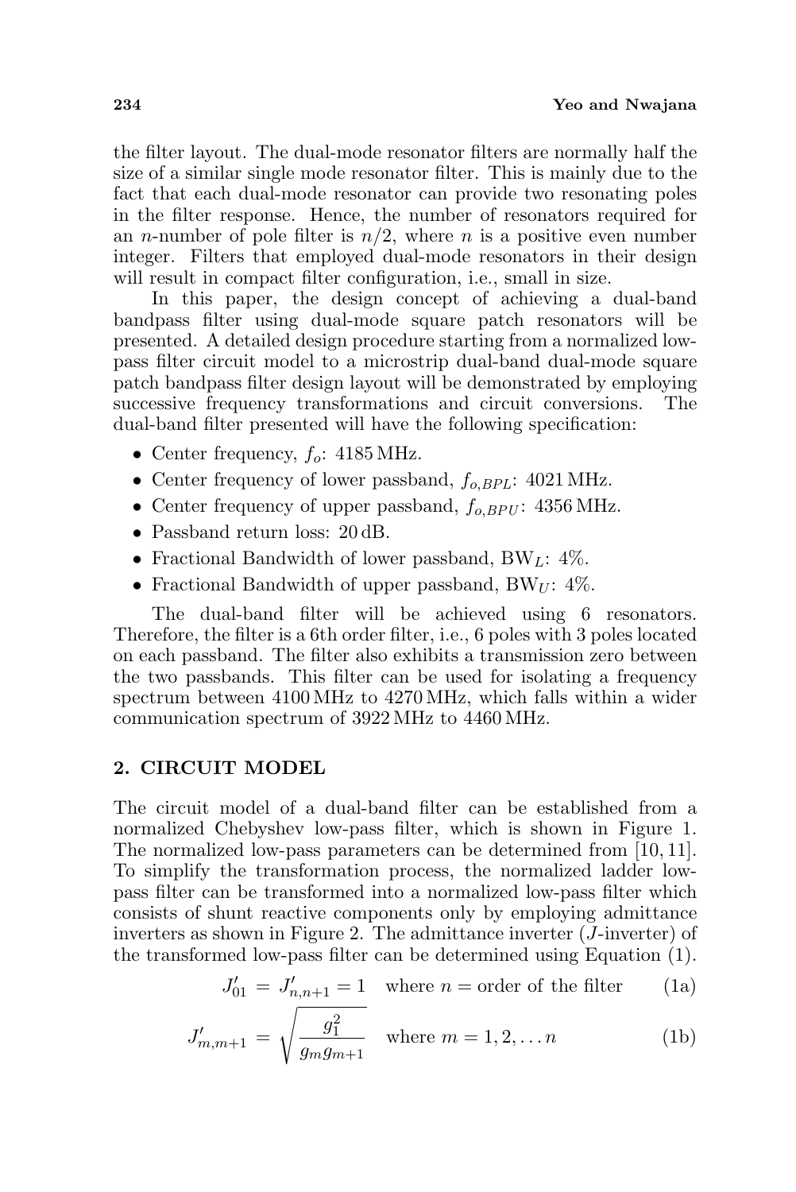the filter layout. The dual-mode resonator filters are normally half the size of a similar single mode resonator filter. This is mainly due to the fact that each dual-mode resonator can provide two resonating poles in the filter response. Hence, the number of resonators required for an $n$-number of pole filter is $n/2$, where $n$ is a positive even number integer. Filters that employed dual-mode resonators in their design will result in compact filter configuration, i.e., small in size.

In this paper, the design concept of achieving a dual-band bandpass filter using dual-mode square patch resonators will be presented. A detailed design procedure starting from a normalized low-pass filter circuit model to a microstrip dual-band dual-mode square patch bandpass filter design layout will be demonstrated by employing successive frequency transformations and circuit conversions. The dual-band filter presented will have the following specification:

- Center frequency, $f_o$: 4185 MHz.
- Center frequency of lower passband, $f_{o,BPL}$: 4021 MHz.
- Center frequency of upper passband, $f_{o,BPU}$: 4356 MHz.
- Passband return loss: 20 dB.
- Fractional Bandwidth of lower passband, $\mathrm{BW}_L$: 4%.
- Fractional Bandwidth of upper passband, $\mathrm{BW}_U$: 4%.

The dual-band filter will be achieved using 6 resonators. Therefore, the filter is a 6th order filter, i.e., 6 poles with 3 poles located on each passband. The filter also exhibits a transmission zero between the two passbands. This filter can be used for isolating a frequency spectrum between 4100 MHz to 4270 MHz, which falls within a wider communication spectrum of 3922 MHz to 4460 MHz.

## 2. CIRCUIT MODEL

The circuit model of a dual-band filter can be established from a normalized Chebyshev low-pass filter, which is shown in Figure 1. The normalized low-pass parameters can be determined from [10, 11]. To simplify the transformation process, the normalized ladder low-pass filter can be transformed into a normalized low-pass filter which consists of shunt reactive components only by employing admittance inverters as shown in Figure 2. The admittance inverter ($J$-inverter) of the transformed low-pass filter can be determined using Equation (1).

$$J'_{01} = J'_{n,n+1} = 1 \quad \text{where } n = \text{order of the filter} \tag{1a}$$

$$J'_{m,m+1} = \sqrt{\frac{g_1^2}{g_m g_{m+1}}} \quad \text{where } m = 1, 2, \ldots n \tag{1b}$$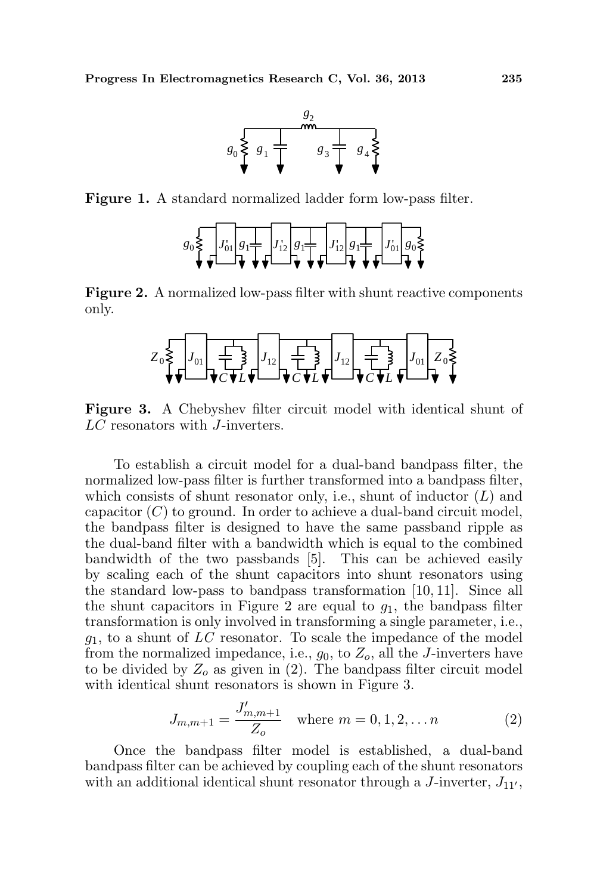**Figure 1.** A standard normalized ladder form low-pass filter.

**Figure 2.** A normalized low-pass filter with shunt reactive components only.

**Figure 3.** A Chebyshev filter circuit model with identical shunt of $LC$ resonators with $J$-inverters.

To establish a circuit model for a dual-band bandpass filter, the normalized low-pass filter is further transformed into a bandpass filter, which consists of shunt resonator only, i.e., shunt of inductor ($L$) and capacitor ($C$) to ground. In order to achieve a dual-band circuit model, the bandpass filter is designed to have the same passband ripple as the dual-band filter with a bandwidth which is equal to the combined bandwidth of the two passbands [5]. This can be achieved easily by scaling each of the shunt capacitors into shunt resonators using the standard low-pass to bandpass transformation [10, 11]. Since all the shunt capacitors in Figure 2 are equal to $g_1$, the bandpass filter transformation is only involved in transforming a single parameter, i.e., $g_1$, to a shunt of $LC$ resonator. To scale the impedance of the model from the normalized impedance, i.e., $g_0$, to $Z_o$, all the $J$-inverters have to be divided by $Z_o$ as given in (2). The bandpass filter circuit model with identical shunt resonators is shown in Figure 3.

$$J_{m,m+1} = \frac{J'_{m,m+1}}{Z_o} \quad \text{where } m = 0, 1, 2, \ldots n \tag{2}$$

Once the bandpass filter model is established, a dual-band bandpass filter can be achieved by coupling each of the shunt resonators with an additional identical shunt resonator through a $J$-inverter, $J_{11'}$,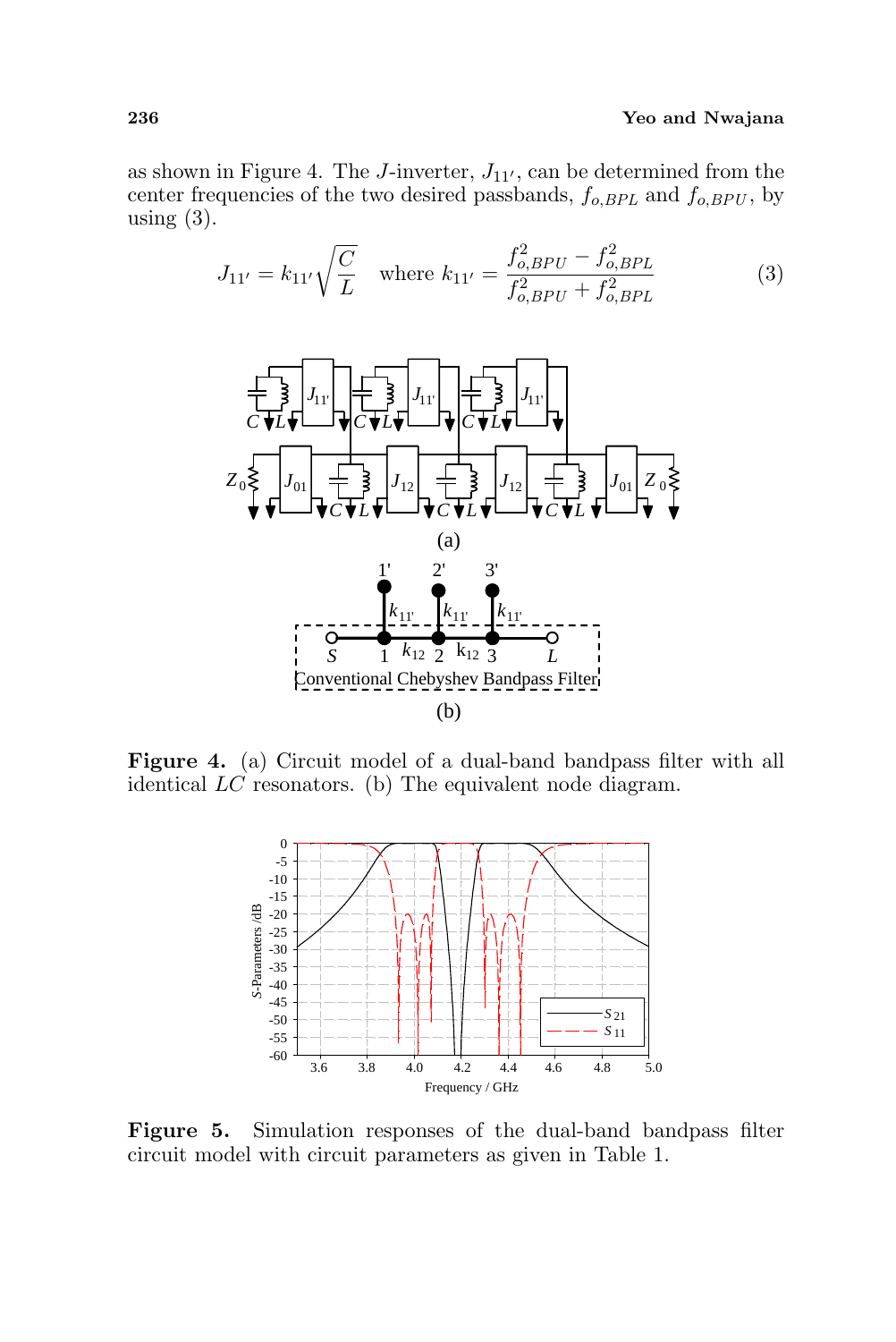as shown in Figure 4. The $J$-inverter, $J_{11'}$, can be determined from the center frequencies of the two desired passbands, $f_{o,BPL}$ and $f_{o,BPU}$, by using (3).

$$J_{11'} = k_{11'}\sqrt{\frac{C}{L}} \quad \text{where } k_{11'} = \frac{f_{o,BPU}^2 - f_{o,BPL}^2}{f_{o,BPU}^2 + f_{o,BPL}^2} \tag{3}$$

**Figure 4.** (a) Circuit model of a dual-band bandpass filter with all identical $LC$ resonators. (b) The equivalent node diagram.

**Figure 5.** Simulation responses of the dual-band bandpass filter circuit model with circuit parameters as given in Table 1.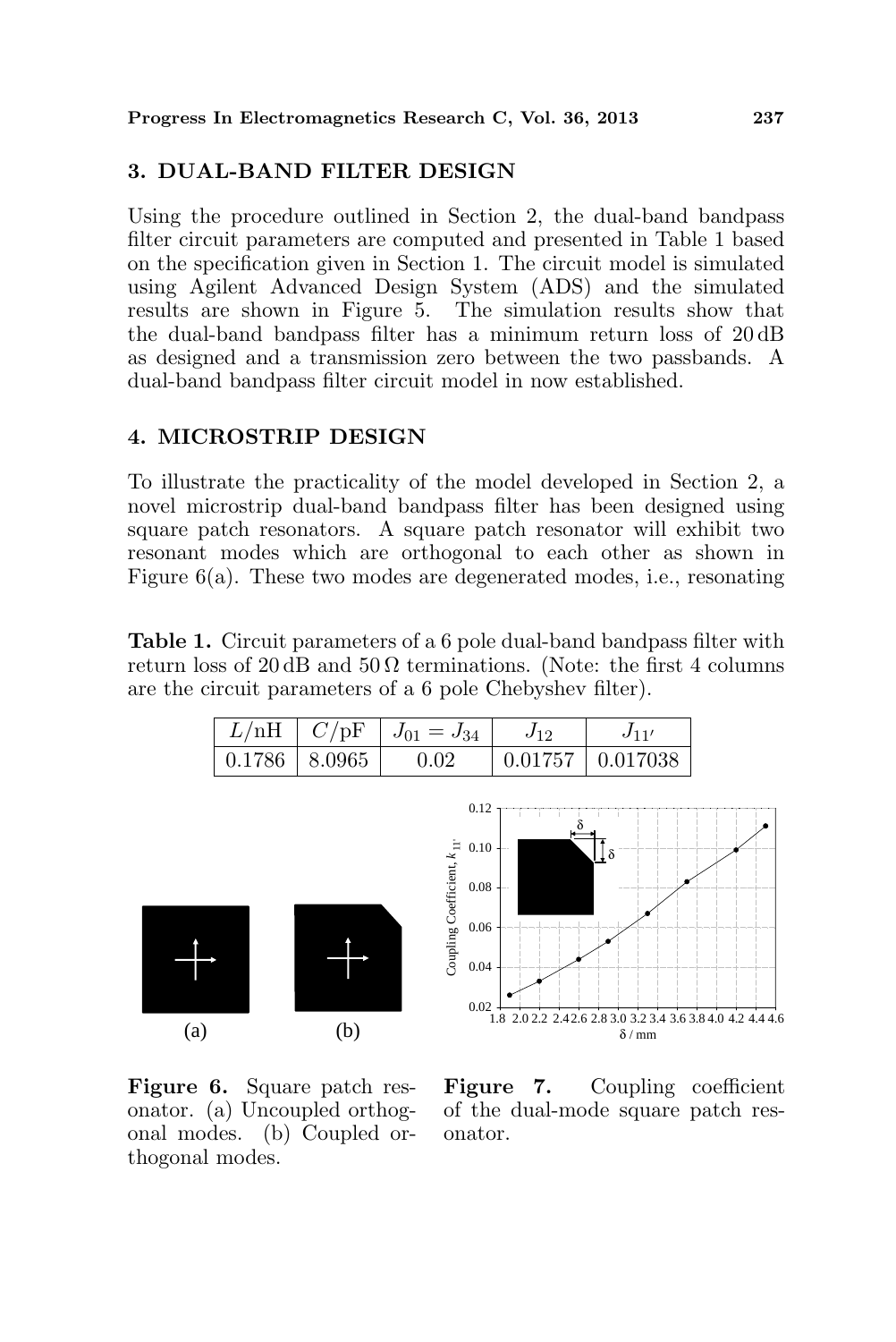## 3. DUAL-BAND FILTER DESIGN

Using the procedure outlined in Section 2, the dual-band bandpass filter circuit parameters are computed and presented in Table 1 based on the specification given in Section 1. The circuit model is simulated using Agilent Advanced Design System (ADS) and the simulated results are shown in Figure 5. The simulation results show that the dual-band bandpass filter has a minimum return loss of 20 dB as designed and a transmission zero between the two passbands. A dual-band bandpass filter circuit model in now established.

## 4. MICROSTRIP DESIGN

To illustrate the practicality of the model developed in Section 2, a novel microstrip dual-band bandpass filter has been designed using square patch resonators. A square patch resonator will exhibit two resonant modes which are orthogonal to each other as shown in Figure 6(a). These two modes are degenerated modes, i.e., resonating

**Table 1.** Circuit parameters of a 6 pole dual-band bandpass filter with return loss of 20 dB and 50 Ω terminations. (Note: the first 4 columns are the circuit parameters of a 6 pole Chebyshev filter).

| $L$/nH | $C$/pF | $J_{01} = J_{34}$ | $J_{12}$ | $J_{11'}$ |
|---|---|---|---|---|
| 0.1786 | 8.0965 | 0.02 | 0.01757 | 0.017038 |

**Figure 6.** Square patch resonator. (a) Uncoupled orthogonal modes. (b) Coupled orthogonal modes.

**Figure 7.** Coupling coefficient of the dual-mode square patch resonator.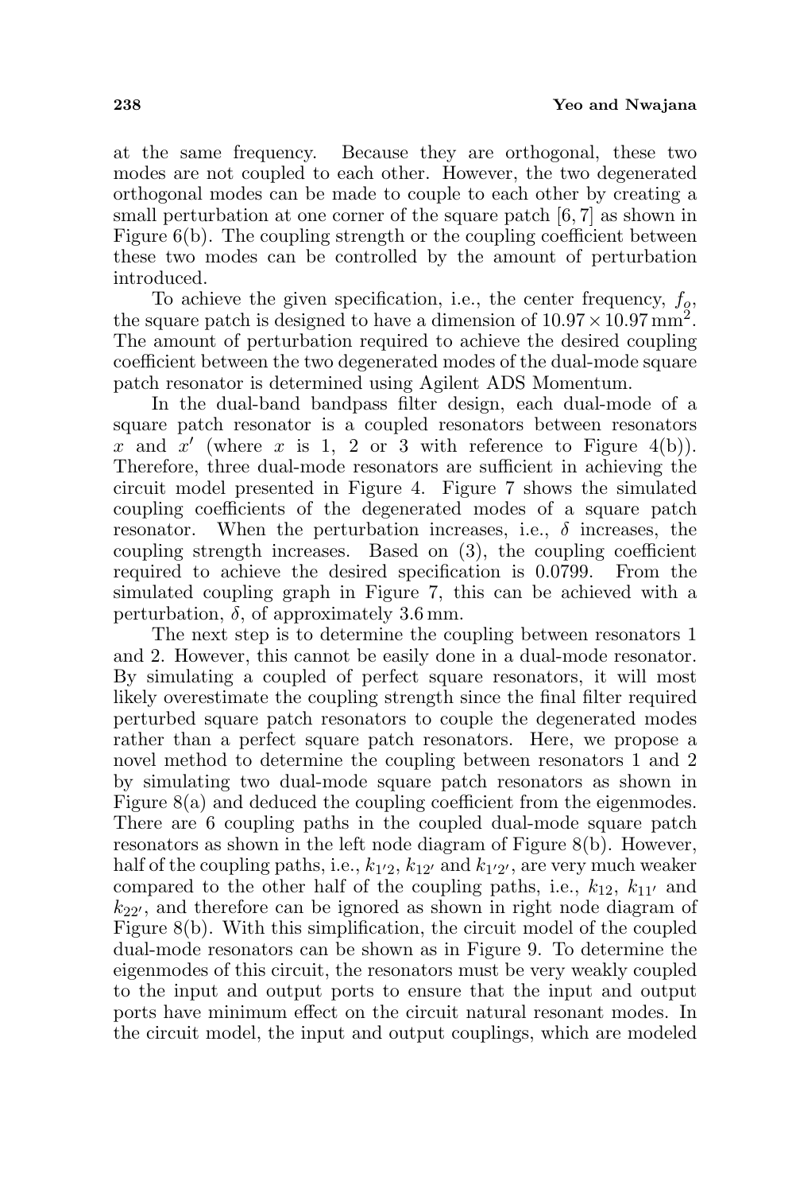at the same frequency. Because they are orthogonal, these two modes are not coupled to each other. However, the two degenerated orthogonal modes can be made to couple to each other by creating a small perturbation at one corner of the square patch [6, 7] as shown in Figure 6(b). The coupling strength or the coupling coefficient between these two modes can be controlled by the amount of perturbation introduced.

To achieve the given specification, i.e., the center frequency, $f_o$, the square patch is designed to have a dimension of $10.97 \times 10.97\,\text{mm}^2$. The amount of perturbation required to achieve the desired coupling coefficient between the two degenerated modes of the dual-mode square patch resonator is determined using Agilent ADS Momentum.

In the dual-band bandpass filter design, each dual-mode of a square patch resonator is a coupled resonators between resonators $x$ and $x'$ (where $x$ is 1, 2 or 3 with reference to Figure 4(b)). Therefore, three dual-mode resonators are sufficient in achieving the circuit model presented in Figure 4. Figure 7 shows the simulated coupling coefficients of the degenerated modes of a square patch resonator. When the perturbation increases, i.e., $\delta$ increases, the coupling strength increases. Based on (3), the coupling coefficient required to achieve the desired specification is 0.0799. From the simulated coupling graph in Figure 7, this can be achieved with a perturbation, $\delta$, of approximately 3.6 mm.

The next step is to determine the coupling between resonators 1 and 2. However, this cannot be easily done in a dual-mode resonator. By simulating a coupled of perfect square resonators, it will most likely overestimate the coupling strength since the final filter required perturbed square patch resonators to couple the degenerated modes rather than a perfect square patch resonators. Here, we propose a novel method to determine the coupling between resonators 1 and 2 by simulating two dual-mode square patch resonators as shown in Figure 8(a) and deduced the coupling coefficient from the eigenmodes. There are 6 coupling paths in the coupled dual-mode square patch resonators as shown in the left node diagram of Figure 8(b). However, half of the coupling paths, i.e., $k_{1'2}$, $k_{12'}$ and $k_{1'2'}$, are very much weaker compared to the other half of the coupling paths, i.e., $k_{12}$, $k_{11'}$ and $k_{22'}$, and therefore can be ignored as shown in right node diagram of Figure 8(b). With this simplification, the circuit model of the coupled dual-mode resonators can be shown as in Figure 9. To determine the eigenmodes of this circuit, the resonators must be very weakly coupled to the input and output ports to ensure that the input and output ports have minimum effect on the circuit natural resonant modes. In the circuit model, the input and output couplings, which are modeled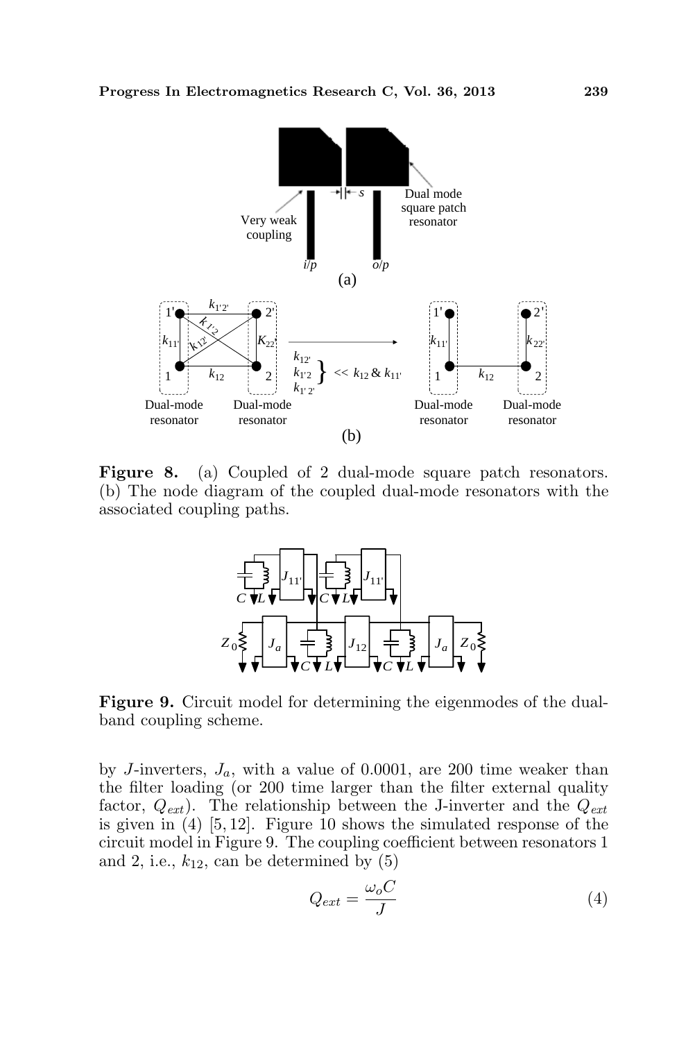**Figure 8.** (a) Coupled of 2 dual-mode square patch resonators. (b) The node diagram of the coupled dual-mode resonators with the associated coupling paths.

**Figure 9.** Circuit model for determining the eigenmodes of the dual-band coupling scheme.

by $J$-inverters, $J_a$, with a value of 0.0001, are 200 time weaker than the filter loading (or 200 time larger than the filter external quality factor, $Q_{ext}$). The relationship between the J-inverter and the $Q_{ext}$ is given in (4) [5, 12]. Figure 10 shows the simulated response of the circuit model in Figure 9. The coupling coefficient between resonators 1 and 2, i.e., $k_{12}$, can be determined by (5)

$$Q_{ext} = \frac{\omega_o C}{J} \tag{4}$$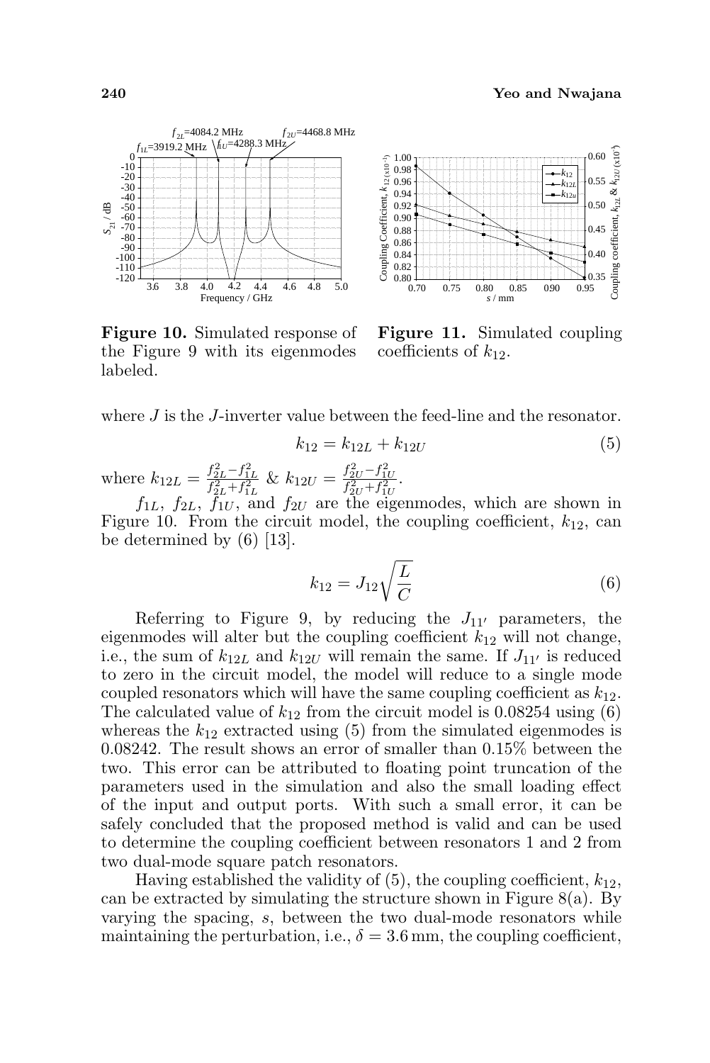**Figure 10.** Simulated response of the Figure 9 with its eigenmodes labeled.

**Figure 11.** Simulated coupling coefficients of $k_{12}$.

where $J$ is the $J$-inverter value between the feed-line and the resonator.

$$k_{12} = k_{12L} + k_{12U} \tag{5}$$

where $k_{12L} = \frac{f_{2L}^2 - f_{1L}^2}{f_{2L}^2 + f_{1L}^2}$ & $k_{12U} = \frac{f_{2U}^2 - f_{1U}^2}{f_{2U}^2 + f_{1U}^2}$.

$f_{1L}$, $f_{2L}$, $f_{1U}$, and $f_{2U}$ are the eigenmodes, which are shown in Figure 10. From the circuit model, the coupling coefficient, $k_{12}$, can be determined by (6) [13].

$$k_{12} = J_{12}\sqrt{\frac{L}{C}} \tag{6}$$

Referring to Figure 9, by reducing the $J_{11'}$ parameters, the eigenmodes will alter but the coupling coefficient $k_{12}$ will not change, i.e., the sum of $k_{12L}$ and $k_{12U}$ will remain the same. If $J_{11'}$ is reduced to zero in the circuit model, the model will reduce to a single mode coupled resonators which will have the same coupling coefficient as $k_{12}$. The calculated value of $k_{12}$ from the circuit model is 0.08254 using (6) whereas the $k_{12}$ extracted using (5) from the simulated eigenmodes is 0.08242. The result shows an error of smaller than 0.15% between the two. This error can be attributed to floating point truncation of the parameters used in the simulation and also the small loading effect of the input and output ports. With such a small error, it can be safely concluded that the proposed method is valid and can be used to determine the coupling coefficient between resonators 1 and 2 from two dual-mode square patch resonators.

Having established the validity of (5), the coupling coefficient, $k_{12}$, can be extracted by simulating the structure shown in Figure 8(a). By varying the spacing, $s$, between the two dual-mode resonators while maintaining the perturbation, i.e., $\delta = 3.6\,\text{mm}$, the coupling coefficient,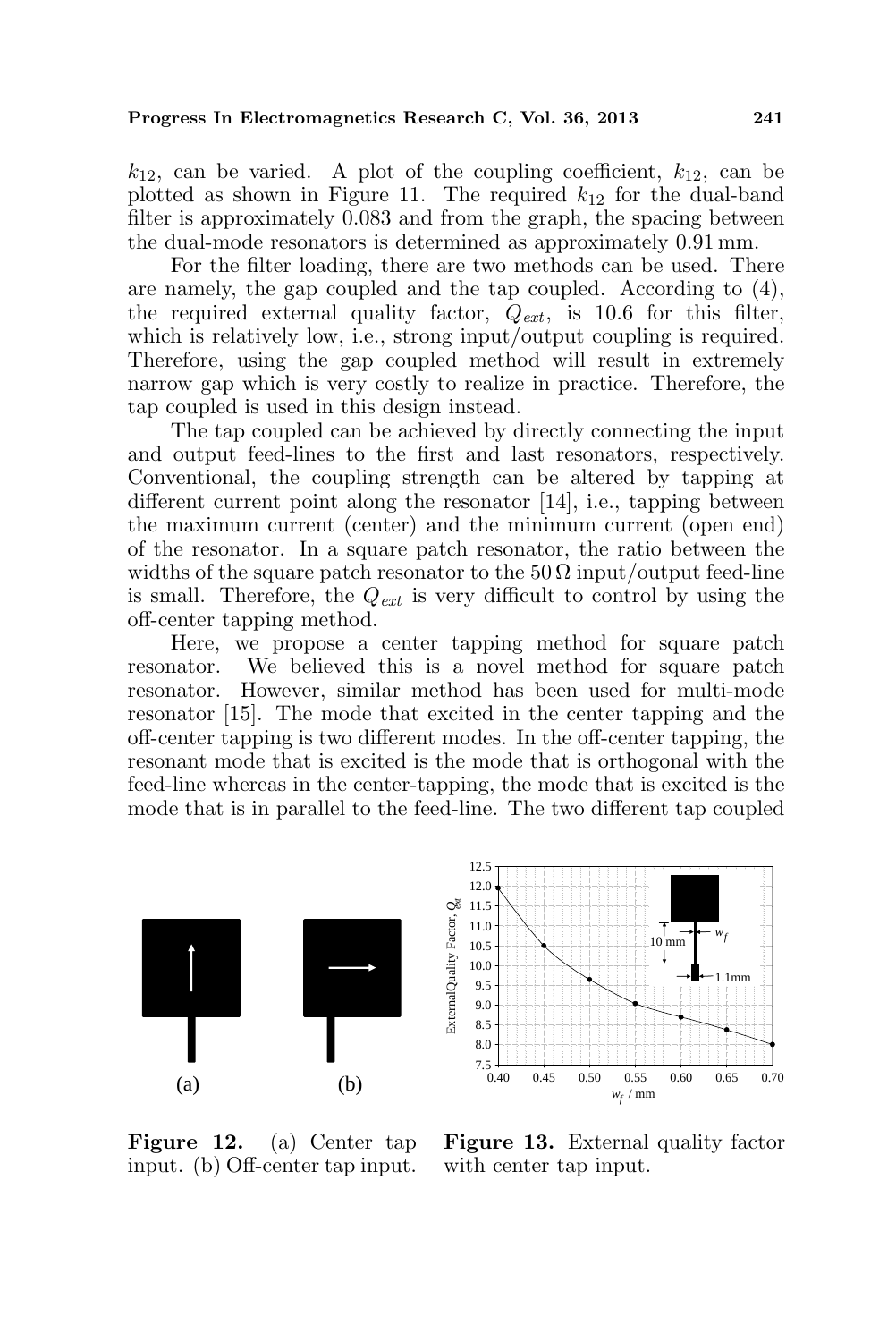$k_{12}$, can be varied. A plot of the coupling coefficient, $k_{12}$, can be plotted as shown in Figure 11. The required $k_{12}$ for the dual-band filter is approximately 0.083 and from the graph, the spacing between the dual-mode resonators is determined as approximately 0.91 mm.

For the filter loading, there are two methods can be used. There are namely, the gap coupled and the tap coupled. According to (4), the required external quality factor, $Q_{ext}$, is 10.6 for this filter, which is relatively low, i.e., strong input/output coupling is required. Therefore, using the gap coupled method will result in extremely narrow gap which is very costly to realize in practice. Therefore, the tap coupled is used in this design instead.

The tap coupled can be achieved by directly connecting the input and output feed-lines to the first and last resonators, respectively. Conventional, the coupling strength can be altered by tapping at different current point along the resonator [14], i.e., tapping between the maximum current (center) and the minimum current (open end) of the resonator. In a square patch resonator, the ratio between the widths of the square patch resonator to the 50 Ω input/output feed-line is small. Therefore, the $Q_{ext}$ is very difficult to control by using the off-center tapping method.

Here, we propose a center tapping method for square patch resonator. We believed this is a novel method for square patch resonator. However, similar method has been used for multi-mode resonator [15]. The mode that excited in the center tapping and the off-center tapping is two different modes. In the off-center tapping, the resonant mode that is excited is the mode that is orthogonal with the feed-line whereas in the center-tapping, the mode that is excited is the mode that is in parallel to the feed-line. The two different tap coupled

**Figure 12.** (a) Center tap input. (b) Off-center tap input.

**Figure 13.** External quality factor with center tap input.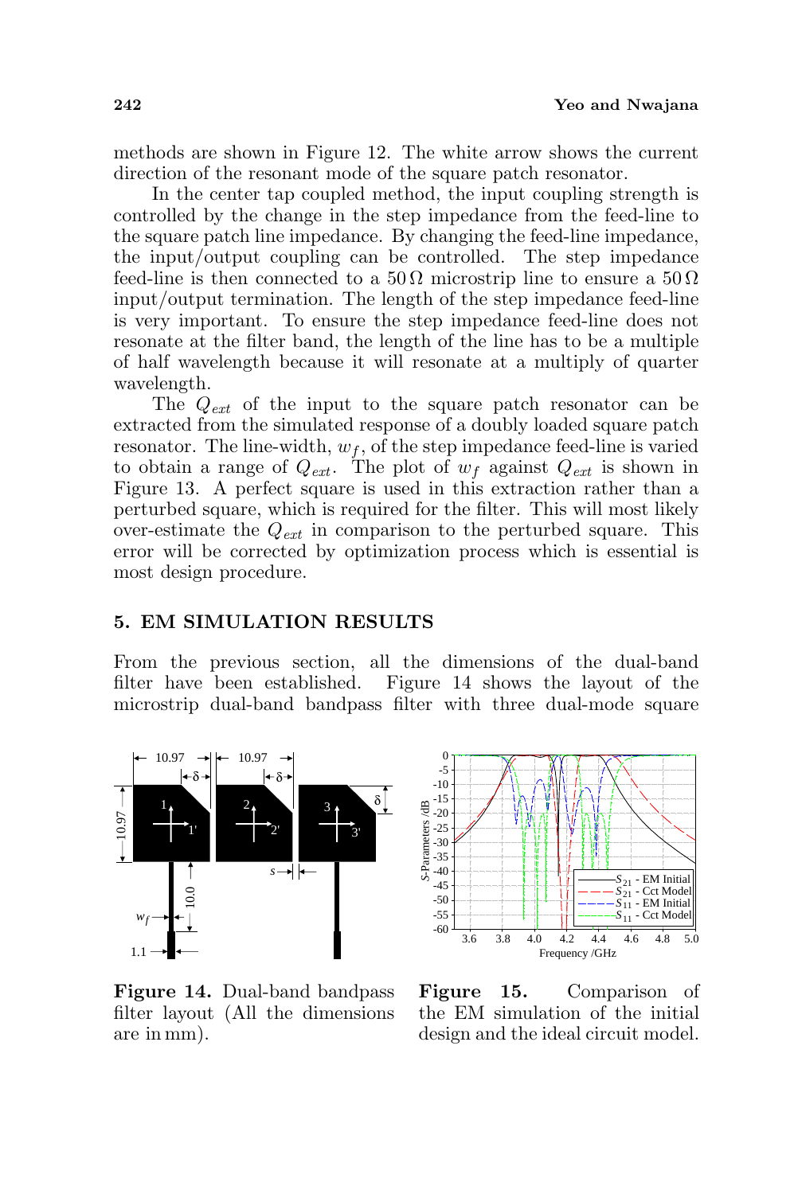methods are shown in Figure 12. The white arrow shows the current direction of the resonant mode of the square patch resonator.

In the center tap coupled method, the input coupling strength is controlled by the change in the step impedance from the feed-line to the square patch line impedance. By changing the feed-line impedance, the input/output coupling can be controlled. The step impedance feed-line is then connected to a $50\,\Omega$ microstrip line to ensure a $50\,\Omega$ input/output termination. The length of the step impedance feed-line is very important. To ensure the step impedance feed-line does not resonate at the filter band, the length of the line has to be a multiple of half wavelength because it will resonate at a multiply of quarter wavelength.

The $Q_{ext}$ of the input to the square patch resonator can be extracted from the simulated response of a doubly loaded square patch resonator. The line-width, $w_f$, of the step impedance feed-line is varied to obtain a range of $Q_{ext}$. The plot of $w_f$ against $Q_{ext}$ is shown in Figure 13. A perfect square is used in this extraction rather than a perturbed square, which is required for the filter. This will most likely over-estimate the $Q_{ext}$ in comparison to the perturbed square. This error will be corrected by optimization process which is essential is most design procedure.

## 5. EM SIMULATION RESULTS

From the previous section, all the dimensions of the dual-band filter have been established. Figure 14 shows the layout of the microstrip dual-band bandpass filter with three dual-mode square

**Figure 14.** Dual-band bandpass filter layout (All the dimensions are in mm).

**Figure 15.** Comparison of the EM simulation of the initial design and the ideal circuit model.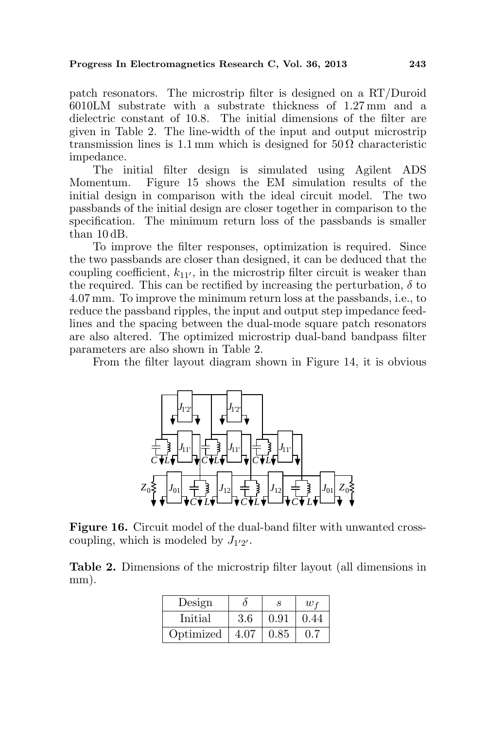patch resonators. The microstrip filter is designed on a RT/Duroid 6010LM substrate with a substrate thickness of 1.27 mm and a dielectric constant of 10.8. The initial dimensions of the filter are given in Table 2. The line-width of the input and output microstrip transmission lines is 1.1 mm which is designed for $50\,\Omega$ characteristic impedance.

The initial filter design is simulated using Agilent ADS Momentum. Figure 15 shows the EM simulation results of the initial design in comparison with the ideal circuit model. The two passbands of the initial design are closer together in comparison to the specification. The minimum return loss of the passbands is smaller than 10 dB.

To improve the filter responses, optimization is required. Since the two passbands are closer than designed, it can be deduced that the coupling coefficient, $k_{11'}$, in the microstrip filter circuit is weaker than the required. This can be rectified by increasing the perturbation, $\delta$ to 4.07 mm. To improve the minimum return loss at the passbands, i.e., to reduce the passband ripples, the input and output step impedance feed-lines and the spacing between the dual-mode square patch resonators are also altered. The optimized microstrip dual-band bandpass filter parameters are also shown in Table 2.

From the filter layout diagram shown in Figure 14, it is obvious

**Figure 16.** Circuit model of the dual-band filter with unwanted cross-coupling, which is modeled by $J_{1'2'}$.

**Table 2.** Dimensions of the microstrip filter layout (all dimensions in mm).

| Design | $\delta$ | $s$ | $w_f$ |
|---|---|---|---|
| Initial | 3.6 | 0.91 | 0.44 |
| Optimized | 4.07 | 0.85 | 0.7 |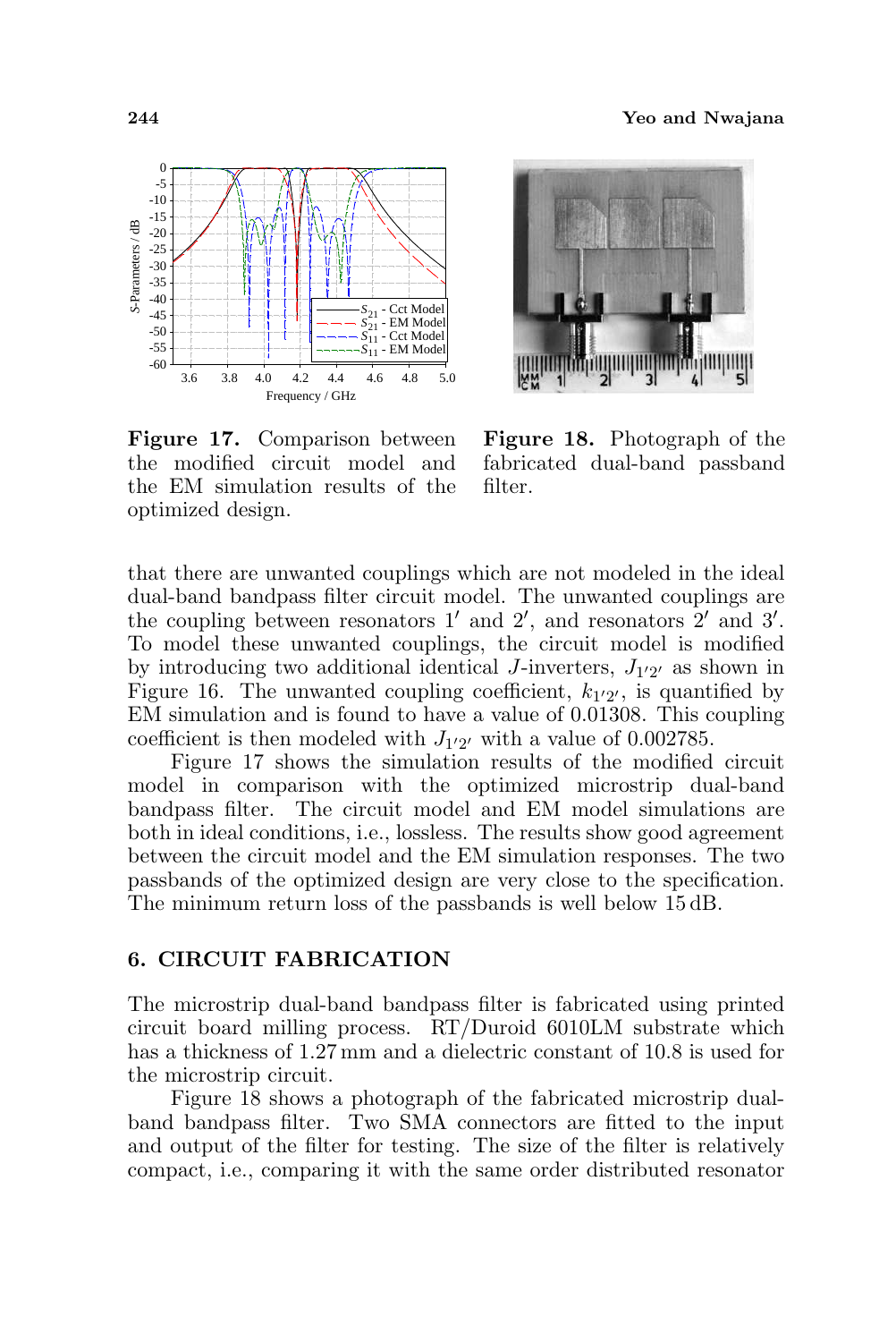**Figure 17.** Comparison between the modified circuit model and the EM simulation results of the optimized design.

**Figure 18.** Photograph of the fabricated dual-band passband filter.

that there are unwanted couplings which are not modeled in the ideal dual-band bandpass filter circuit model. The unwanted couplings are the coupling between resonators $1'$ and $2'$, and resonators $2'$ and $3'$. To model these unwanted couplings, the circuit model is modified by introducing two additional identical $J$-inverters, $J_{1'2'}$ as shown in Figure 16. The unwanted coupling coefficient, $k_{1'2'}$, is quantified by EM simulation and is found to have a value of 0.01308. This coupling coefficient is then modeled with $J_{1'2'}$ with a value of 0.002785.

Figure 17 shows the simulation results of the modified circuit model in comparison with the optimized microstrip dual-band bandpass filter. The circuit model and EM model simulations are both in ideal conditions, i.e., lossless. The results show good agreement between the circuit model and the EM simulation responses. The two passbands of the optimized design are very close to the specification. The minimum return loss of the passbands is well below 15 dB.

## 6. CIRCUIT FABRICATION

The microstrip dual-band bandpass filter is fabricated using printed circuit board milling process. RT/Duroid 6010LM substrate which has a thickness of 1.27 mm and a dielectric constant of 10.8 is used for the microstrip circuit.

Figure 18 shows a photograph of the fabricated microstrip dual-band bandpass filter. Two SMA connectors are fitted to the input and output of the filter for testing. The size of the filter is relatively compact, i.e., comparing it with the same order distributed resonator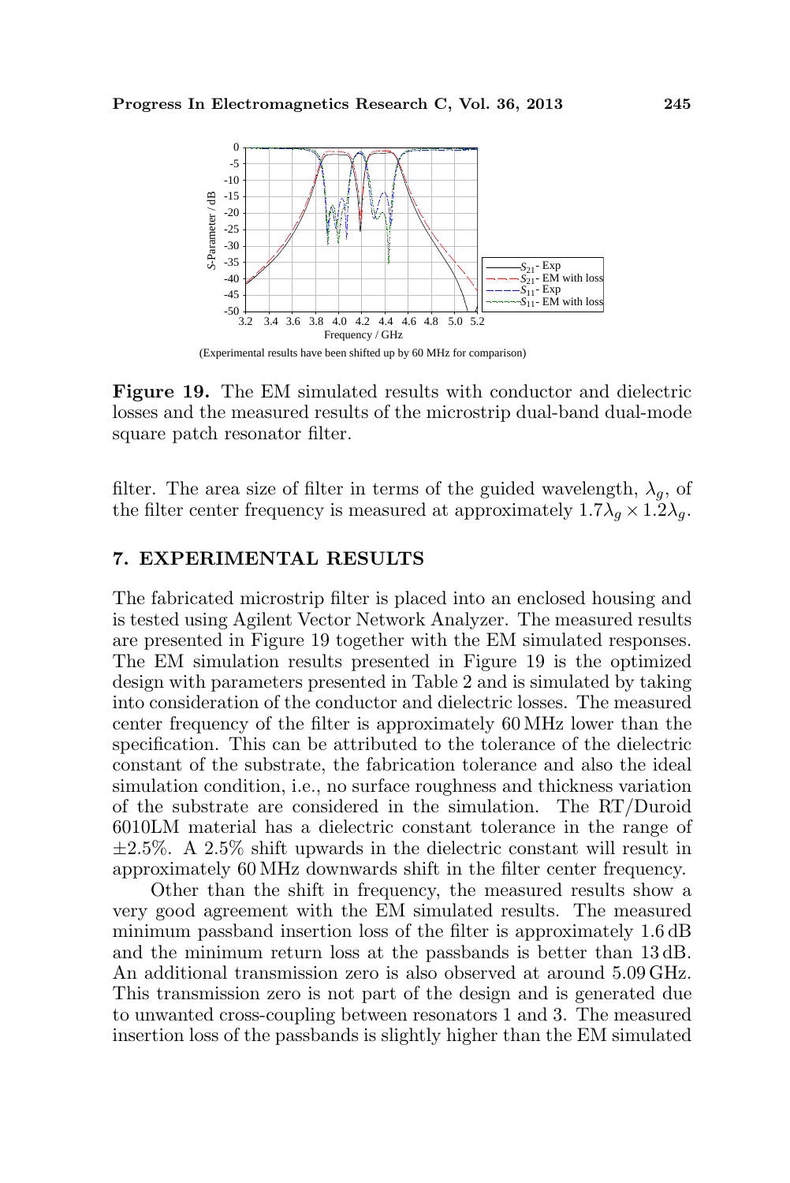(Experimental results have been shifted up by 60 MHz for comparison)

**Figure 19.** The EM simulated results with conductor and dielectric losses and the measured results of the microstrip dual-band dual-mode square patch resonator filter.

filter. The area size of filter in terms of the guided wavelength, $\lambda_g$, of the filter center frequency is measured at approximately $1.7\lambda_g \times 1.2\lambda_g$.

## 7. EXPERIMENTAL RESULTS

The fabricated microstrip filter is placed into an enclosed housing and is tested using Agilent Vector Network Analyzer. The measured results are presented in Figure 19 together with the EM simulated responses. The EM simulation results presented in Figure 19 is the optimized design with parameters presented in Table 2 and is simulated by taking into consideration of the conductor and dielectric losses. The measured center frequency of the filter is approximately 60 MHz lower than the specification. This can be attributed to the tolerance of the dielectric constant of the substrate, the fabrication tolerance and also the ideal simulation condition, i.e., no surface roughness and thickness variation of the substrate are considered in the simulation. The RT/Duroid 6010LM material has a dielectric constant tolerance in the range of $\pm 2.5\%$. A 2.5% shift upwards in the dielectric constant will result in approximately 60 MHz downwards shift in the filter center frequency.

Other than the shift in frequency, the measured results show a very good agreement with the EM simulated results. The measured minimum passband insertion loss of the filter is approximately 1.6 dB and the minimum return loss at the passbands is better than 13 dB. An additional transmission zero is also observed at around 5.09 GHz. This transmission zero is not part of the design and is generated due to unwanted cross-coupling between resonators 1 and 3. The measured insertion loss of the passbands is slightly higher than the EM simulated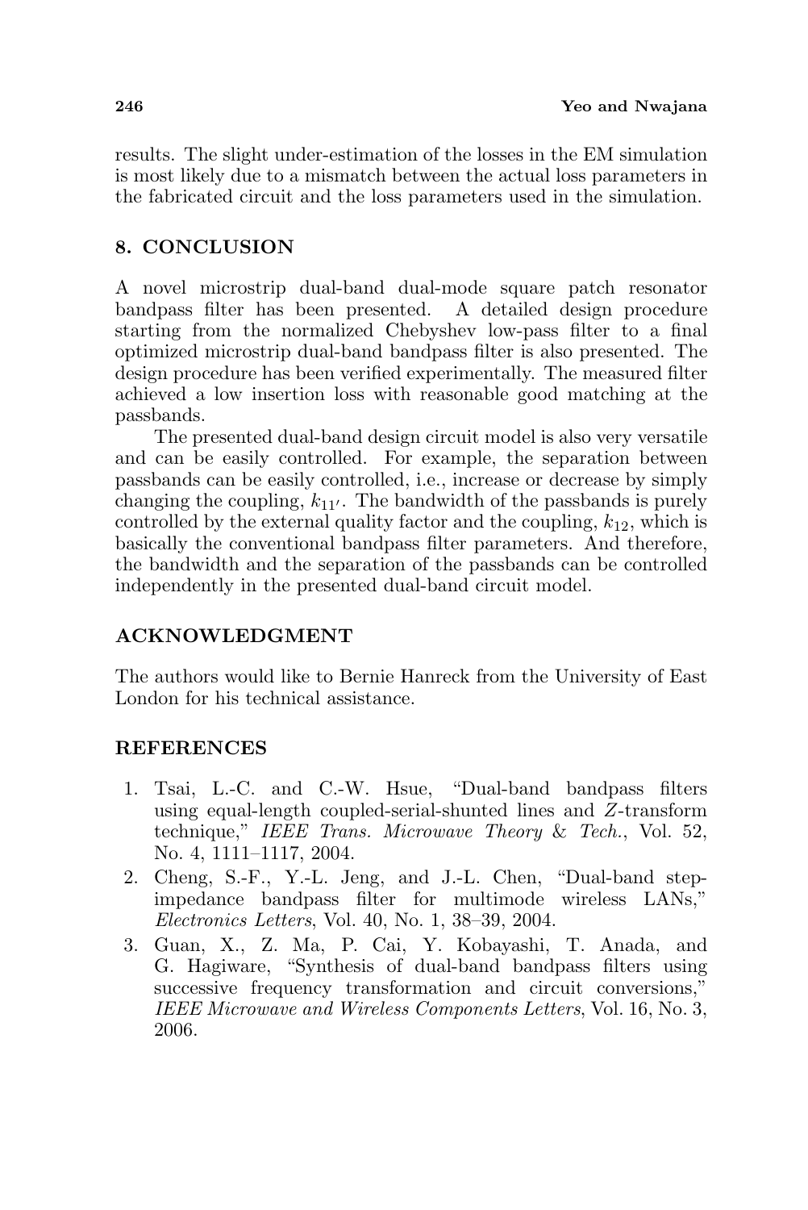results. The slight under-estimation of the losses in the EM simulation is most likely due to a mismatch between the actual loss parameters in the fabricated circuit and the loss parameters used in the simulation.

## 8. CONCLUSION

A novel microstrip dual-band dual-mode square patch resonator bandpass filter has been presented. A detailed design procedure starting from the normalized Chebyshev low-pass filter to a final optimized microstrip dual-band bandpass filter is also presented. The design procedure has been verified experimentally. The measured filter achieved a low insertion loss with reasonable good matching at the passbands.

The presented dual-band design circuit model is also very versatile and can be easily controlled. For example, the separation between passbands can be easily controlled, i.e., increase or decrease by simply changing the coupling, $k_{11'}$. The bandwidth of the passbands is purely controlled by the external quality factor and the coupling, $k_{12}$, which is basically the conventional bandpass filter parameters. And therefore, the bandwidth and the separation of the passbands can be controlled independently in the presented dual-band circuit model.

## ACKNOWLEDGMENT

The authors would like to Bernie Hanreck from the University of East London for his technical assistance.

## REFERENCES

1. Tsai, L.-C. and C.-W. Hsue, "Dual-band bandpass filters using equal-length coupled-serial-shunted lines and $Z$-transform technique," *IEEE Trans. Microwave Theory & Tech.*, Vol. 52, No. 4, 1111–1117, 2004.
2. Cheng, S.-F., Y.-L. Jeng, and J.-L. Chen, "Dual-band step-impedance bandpass filter for multimode wireless LANs," *Electronics Letters*, Vol. 40, No. 1, 38–39, 2004.
3. Guan, X., Z. Ma, P. Cai, Y. Kobayashi, T. Anada, and G. Hagiware, "Synthesis of dual-band bandpass filters using successive frequency transformation and circuit conversions," *IEEE Microwave and Wireless Components Letters*, Vol. 16, No. 3, 2006.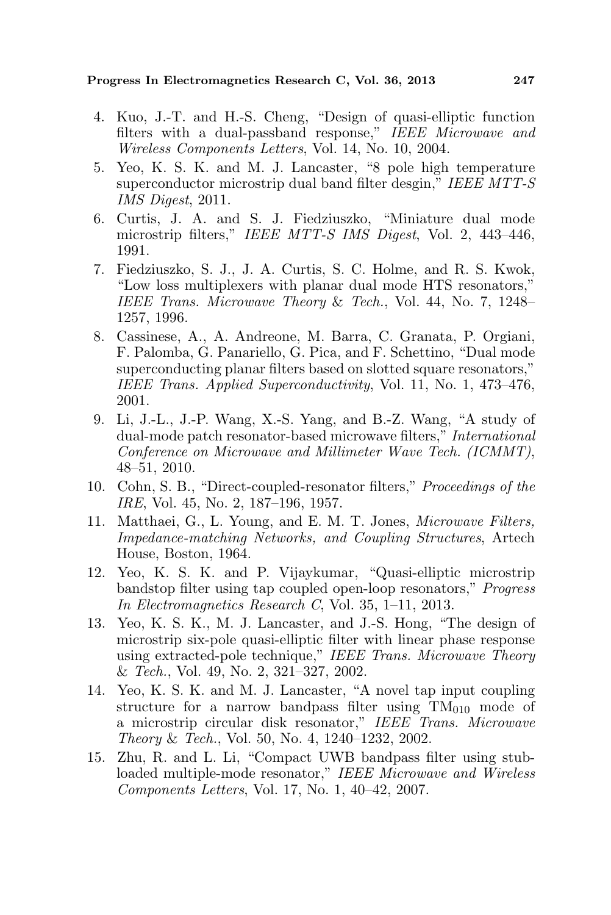4. Kuo, J.-T. and H.-S. Cheng, "Design of quasi-elliptic function filters with a dual-passband response," *IEEE Microwave and Wireless Components Letters*, Vol. 14, No. 10, 2004.
5. Yeo, K. S. K. and M. J. Lancaster, "8 pole high temperature superconductor microstrip dual band filter desgin," *IEEE MTT-S IMS Digest*, 2011.
6. Curtis, J. A. and S. J. Fiedziuszko, "Miniature dual mode microstrip filters," *IEEE MTT-S IMS Digest*, Vol. 2, 443–446, 1991.
7. Fiedziuszko, S. J., J. A. Curtis, S. C. Holme, and R. S. Kwok, "Low loss multiplexers with planar dual mode HTS resonators," *IEEE Trans. Microwave Theory & Tech.*, Vol. 44, No. 7, 1248–1257, 1996.
8. Cassinese, A., A. Andreone, M. Barra, C. Granata, P. Orgiani, F. Palomba, G. Panariello, G. Pica, and F. Schettino, "Dual mode superconducting planar filters based on slotted square resonators," *IEEE Trans. Applied Superconductivity*, Vol. 11, No. 1, 473–476, 2001.
9. Li, J.-L., J.-P. Wang, X.-S. Yang, and B.-Z. Wang, "A study of dual-mode patch resonator-based microwave filters," *International Conference on Microwave and Millimeter Wave Tech. (ICMMT)*, 48–51, 2010.
10. Cohn, S. B., "Direct-coupled-resonator filters," *Proceedings of the IRE*, Vol. 45, No. 2, 187–196, 1957.
11. Matthaei, G., L. Young, and E. M. T. Jones, *Microwave Filters, Impedance-matching Networks, and Coupling Structures*, Artech House, Boston, 1964.
12. Yeo, K. S. K. and P. Vijaykumar, "Quasi-elliptic microstrip bandstop filter using tap coupled open-loop resonators," *Progress In Electromagnetics Research C*, Vol. 35, 1–11, 2013.
13. Yeo, K. S. K., M. J. Lancaster, and J.-S. Hong, "The design of microstrip six-pole quasi-elliptic filter with linear phase response using extracted-pole technique," *IEEE Trans. Microwave Theory & Tech.*, Vol. 49, No. 2, 321–327, 2002.
14. Yeo, K. S. K. and M. J. Lancaster, "A novel tap input coupling structure for a narrow bandpass filter using $TM_{010}$ mode of a microstrip circular disk resonator," *IEEE Trans. Microwave Theory & Tech.*, Vol. 50, No. 4, 1240–1232, 2002.
15. Zhu, R. and L. Li, "Compact UWB bandpass filter using stub-loaded multiple-mode resonator," *IEEE Microwave and Wireless Components Letters*, Vol. 17, No. 1, 40–42, 2007.